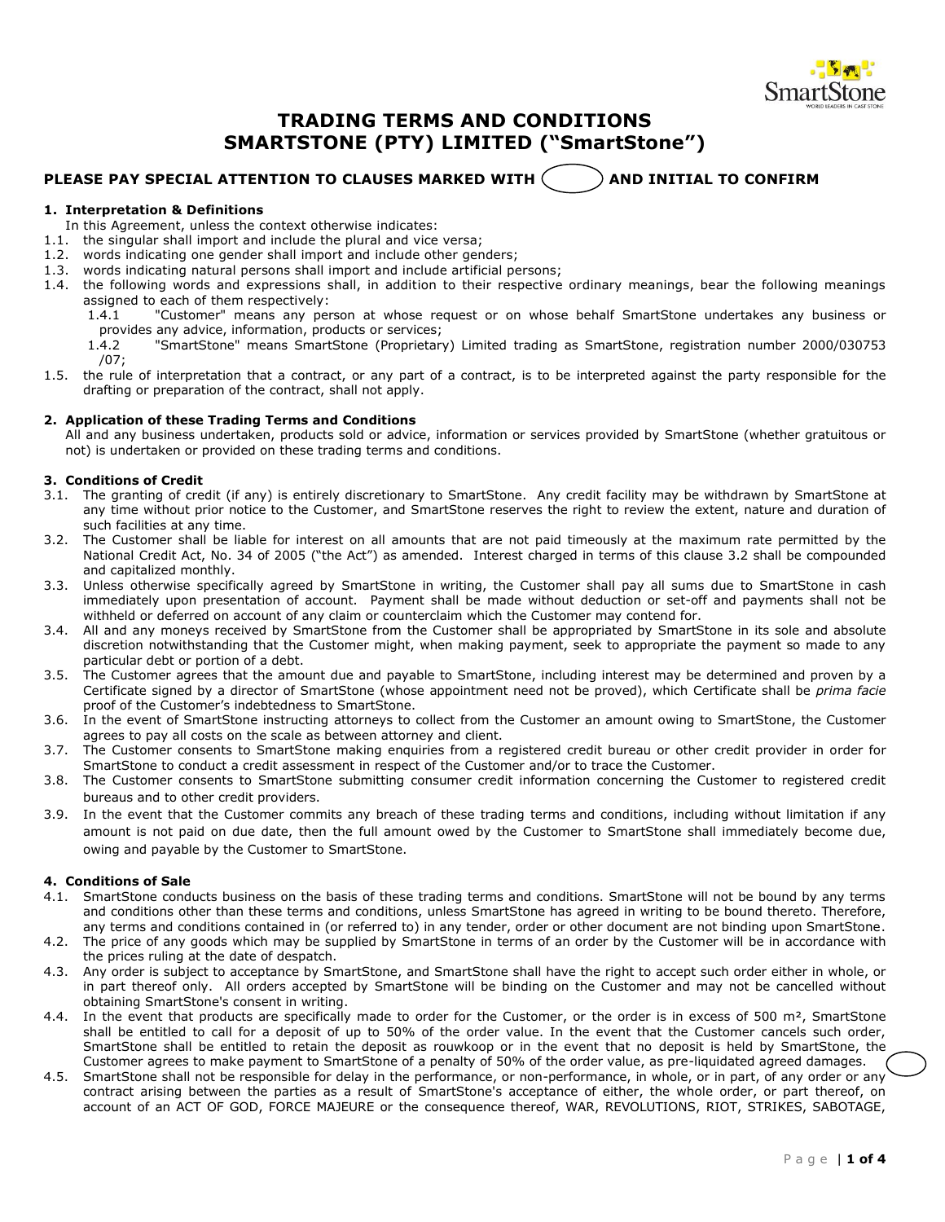# TRADING TERMS AND CONDITIONS
# SMARTSTONE (PTY) LIMITED ("SmartStone")

**PLEASE PAY SPECIAL ATTENTION TO CLAUSES MARKED WITH ◯ AND INITIAL TO CONFIRM**

**1. Interpretation & Definitions**

In this Agreement, unless the context otherwise indicates:

1.1. the singular shall import and include the plural and vice versa;

1.2. words indicating one gender shall import and include other genders;

1.3. words indicating natural persons shall import and include artificial persons;

1.4. the following words and expressions shall, in addition to their respective ordinary meanings, bear the following meanings assigned to each of them respectively:

1.4.1 "Customer" means any person at whose request or on whose behalf SmartStone undertakes any business or provides any advice, information, products or services;

1.4.2 "SmartStone" means SmartStone (Proprietary) Limited trading as SmartStone, registration number 2000/030753/07;

1.5. the rule of interpretation that a contract, or any part of a contract, is to be interpreted against the party responsible for the drafting or preparation of the contract, shall not apply.

**2. Application of these Trading Terms and Conditions**

All and any business undertaken, products sold or advice, information or services provided by SmartStone (whether gratuitous or not) is undertaken or provided on these trading terms and conditions.

**3. Conditions of Credit**

3.1. The granting of credit (if any) is entirely discretionary to SmartStone. Any credit facility may be withdrawn by SmartStone at any time without prior notice to the Customer, and SmartStone reserves the right to review the extent, nature and duration of such facilities at any time.

3.2. The Customer shall be liable for interest on all amounts that are not paid timeously at the maximum rate permitted by the National Credit Act, No. 34 of 2005 ("the Act") as amended. Interest charged in terms of this clause 3.2 shall be compounded and capitalized monthly.

3.3. Unless otherwise specifically agreed by SmartStone in writing, the Customer shall pay all sums due to SmartStone in cash immediately upon presentation of account. Payment shall be made without deduction or set-off and payments shall not be withheld or deferred on account of any claim or counterclaim which the Customer may contend for.

3.4. All and any moneys received by SmartStone from the Customer shall be appropriated by SmartStone in its sole and absolute discretion notwithstanding that the Customer might, when making payment, seek to appropriate the payment so made to any particular debt or portion of a debt.

3.5. The Customer agrees that the amount due and payable to SmartStone, including interest may be determined and proven by a Certificate signed by a director of SmartStone (whose appointment need not be proved), which Certificate shall be *prima facie* proof of the Customer's indebtedness to SmartStone.

3.6. In the event of SmartStone instructing attorneys to collect from the Customer an amount owing to SmartStone, the Customer agrees to pay all costs on the scale as between attorney and client.

3.7. The Customer consents to SmartStone making enquiries from a registered credit bureau or other credit provider in order for SmartStone to conduct a credit assessment in respect of the Customer and/or to trace the Customer.

3.8. The Customer consents to SmartStone submitting consumer credit information concerning the Customer to registered credit bureaus and to other credit providers.

3.9. In the event that the Customer commits any breach of these trading terms and conditions, including without limitation if any amount is not paid on due date, then the full amount owed by the Customer to SmartStone shall immediately become due, owing and payable by the Customer to SmartStone.

**4. Conditions of Sale**

4.1. SmartStone conducts business on the basis of these trading terms and conditions. SmartStone will not be bound by any terms and conditions other than these terms and conditions, unless SmartStone has agreed in writing to be bound thereto. Therefore, any terms and conditions contained in (or referred to) in any tender, order or other document are not binding upon SmartStone.

4.2. The price of any goods which may be supplied by SmartStone in terms of an order by the Customer will be in accordance with the prices ruling at the date of despatch.

4.3. Any order is subject to acceptance by SmartStone, and SmartStone shall have the right to accept such order either in whole, or in part thereof only. All orders accepted by SmartStone will be binding on the Customer and may not be cancelled without obtaining SmartStone's consent in writing.

4.4. In the event that products are specifically made to order for the Customer, or the order is in excess of 500 m², SmartStone shall be entitled to call for a deposit of up to 50% of the order value. In the event that the Customer cancels such order, SmartStone shall be entitled to retain the deposit as rouwkoop or in the event that no deposit is held by SmartStone, the Customer agrees to make payment to SmartStone of a penalty of 50% of the order value, as pre-liquidated agreed damages. ◯

4.5. SmartStone shall not be responsible for delay in the performance, or non-performance, in whole, or in part, of any order or any contract arising between the parties as a result of SmartStone's acceptance of either, the whole order, or part thereof, on account of an ACT OF GOD, FORCE MAJEURE or the consequence thereof, WAR, REVOLUTIONS, RIOT, STRIKES, SABOTAGE,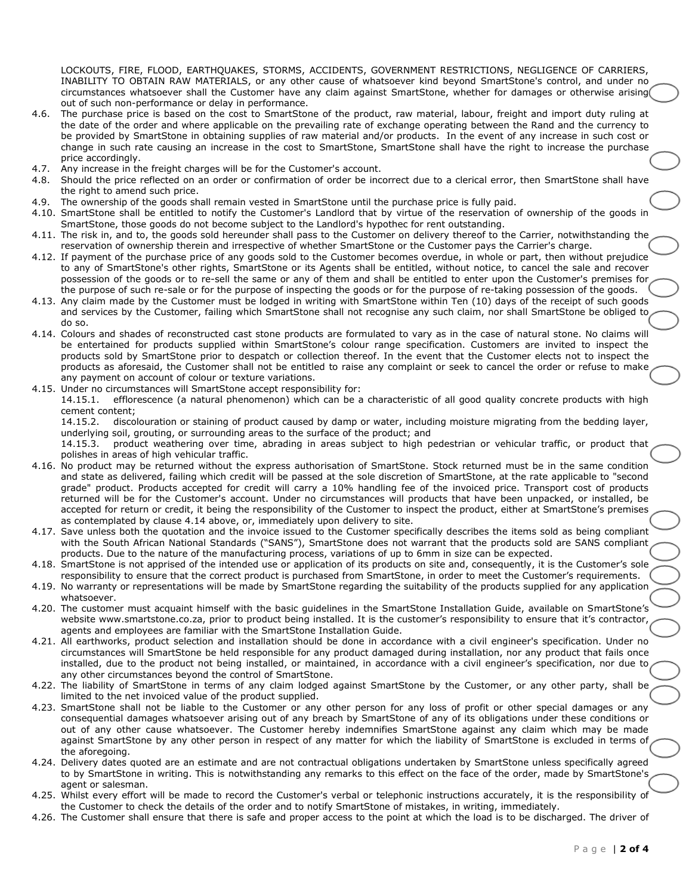LOCKOUTS, FIRE, FLOOD, EARTHQUAKES, STORMS, ACCIDENTS, GOVERNMENT RESTRICTIONS, NEGLIGENCE OF CARRIERS, INABILITY TO OBTAIN RAW MATERIALS, or any other cause of whatsoever kind beyond SmartStone's control, and under no circumstances whatsoever shall the Customer have any claim against SmartStone, whether for damages or otherwise arising out of such non-performance or delay in performance.

4.6. The purchase price is based on the cost to SmartStone of the product, raw material, labour, freight and import duty ruling at the date of the order and where applicable on the prevailing rate of exchange operating between the Rand and the currency to be provided by SmartStone in obtaining supplies of raw material and/or products. In the event of any increase in such cost or change in such rate causing an increase in the cost to SmartStone, SmartStone shall have the right to increase the purchase price accordingly.

4.7. Any increase in the freight charges will be for the Customer's account.

4.8. Should the price reflected on an order or confirmation of order be incorrect due to a clerical error, then SmartStone shall have the right to amend such price.

4.9. The ownership of the goods shall remain vested in SmartStone until the purchase price is fully paid.

4.10. SmartStone shall be entitled to notify the Customer's Landlord that by virtue of the reservation of ownership of the goods in SmartStone, those goods do not become subject to the Landlord's hypothec for rent outstanding.

4.11. The risk in, and to, the goods sold hereunder shall pass to the Customer on delivery thereof to the Carrier, notwithstanding the reservation of ownership therein and irrespective of whether SmartStone or the Customer pays the Carrier's charge.

4.12. If payment of the purchase price of any goods sold to the Customer becomes overdue, in whole or part, then without prejudice to any of SmartStone's other rights, SmartStone or its Agents shall be entitled, without notice, to cancel the sale and recover possession of the goods or to re-sell the same or any of them and shall be entitled to enter upon the Customer's premises for the purpose of such re-sale or for the purpose of inspecting the goods or for the purpose of re-taking possession of the goods.

4.13. Any claim made by the Customer must be lodged in writing with SmartStone within Ten (10) days of the receipt of such goods and services by the Customer, failing which SmartStone shall not recognise any such claim, nor shall SmartStone be obliged to do so.

4.14. Colours and shades of reconstructed cast stone products are formulated to vary as in the case of natural stone. No claims will be entertained for products supplied within SmartStone's colour range specification. Customers are invited to inspect the products sold by SmartStone prior to despatch or collection thereof. In the event that the Customer elects not to inspect the products as aforesaid, the Customer shall not be entitled to raise any complaint or seek to cancel the order or refuse to make any payment on account of colour or texture variations.

4.15. Under no circumstances will SmartStone accept responsibility for:

14.15.1. efflorescence (a natural phenomenon) which can be a characteristic of all good quality concrete products with high cement content;

14.15.2. discolouration or staining of product caused by damp or water, including moisture migrating from the bedding layer, underlying soil, grouting, or surrounding areas to the surface of the product; and

14.15.3. product weathering over time, abrading in areas subject to high pedestrian or vehicular traffic, or product that polishes in areas of high vehicular traffic.

4.16. No product may be returned without the express authorisation of SmartStone. Stock returned must be in the same condition and state as delivered, failing which credit will be passed at the sole discretion of SmartStone, at the rate applicable to "second grade" product. Products accepted for credit will carry a 10% handling fee of the invoiced price. Transport cost of products returned will be for the Customer's account. Under no circumstances will products that have been unpacked, or installed, be accepted for return or credit, it being the responsibility of the Customer to inspect the product, either at SmartStone's premises as contemplated by clause 4.14 above, or, immediately upon delivery to site.

4.17. Save unless both the quotation and the invoice issued to the Customer specifically describes the items sold as being compliant with the South African National Standards ("SANS"), SmartStone does not warrant that the products sold are SANS compliant products. Due to the nature of the manufacturing process, variations of up to 6mm in size can be expected.

4.18. SmartStone is not apprised of the intended use or application of its products on site and, consequently, it is the Customer's sole responsibility to ensure that the correct product is purchased from SmartStone, in order to meet the Customer's requirements.

4.19. No warranty or representations will be made by SmartStone regarding the suitability of the products supplied for any application whatsoever.

4.20. The customer must acquaint himself with the basic guidelines in the SmartStone Installation Guide, available on SmartStone's website www.smartstone.co.za, prior to product being installed. It is the customer's responsibility to ensure that it's contractor, agents and employees are familiar with the SmartStone Installation Guide.

4.21. All earthworks, product selection and installation should be done in accordance with a civil engineer's specification. Under no circumstances will SmartStone be held responsible for any product damaged during installation, nor any product that fails once installed, due to the product not being installed, or maintained, in accordance with a civil engineer's specification, nor due to any other circumstances beyond the control of SmartStone.

4.22. The liability of SmartStone in terms of any claim lodged against SmartStone by the Customer, or any other party, shall be limited to the net invoiced value of the product supplied.

4.23. SmartStone shall not be liable to the Customer or any other person for any loss of profit or other special damages or any consequential damages whatsoever arising out of any breach by SmartStone of any of its obligations under these conditions or out of any other cause whatsoever. The Customer hereby indemnifies SmartStone against any claim which may be made against SmartStone by any other person in respect of any matter for which the liability of SmartStone is excluded in terms of the aforegoing.

4.24. Delivery dates quoted are an estimate and are not contractual obligations undertaken by SmartStone unless specifically agreed to by SmartStone in writing. This is notwithstanding any remarks to this effect on the face of the order, made by SmartStone's agent or salesman.

4.25. Whilst every effort will be made to record the Customer's verbal or telephonic instructions accurately, it is the responsibility of the Customer to check the details of the order and to notify SmartStone of mistakes, in writing, immediately.

4.26. The Customer shall ensure that there is safe and proper access to the point at which the load is to be discharged. The driver of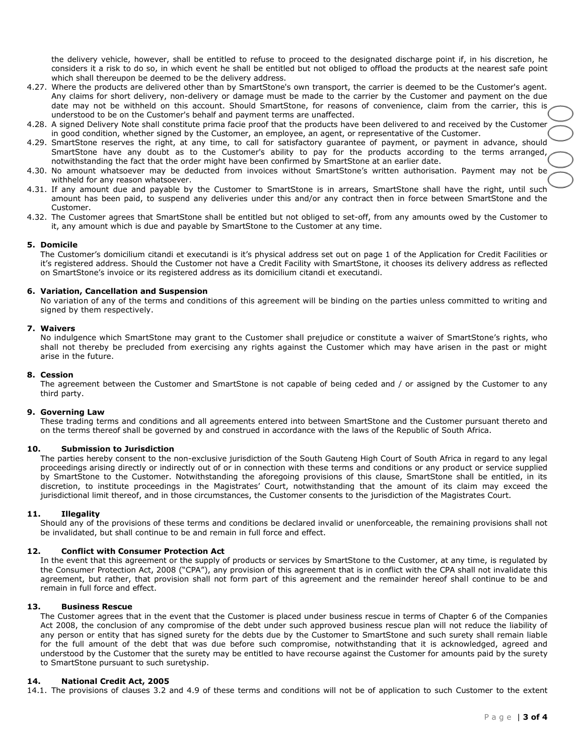the delivery vehicle, however, shall be entitled to refuse to proceed to the designated discharge point if, in his discretion, he considers it a risk to do so, in which event he shall be entitled but not obliged to offload the products at the nearest safe point which shall thereupon be deemed to be the delivery address.

4.27. Where the products are delivered other than by SmartStone's own transport, the carrier is deemed to be the Customer's agent. Any claims for short delivery, non-delivery or damage must be made to the carrier by the Customer and payment on the due date may not be withheld on this account. Should SmartStone, for reasons of convenience, claim from the carrier, this is understood to be on the Customer's behalf and payment terms are unaffected.

4.28. A signed Delivery Note shall constitute prima facie proof that the products have been delivered to and received by the Customer in good condition, whether signed by the Customer, an employee, an agent, or representative of the Customer.

4.29. SmartStone reserves the right, at any time, to call for satisfactory guarantee of payment, or payment in advance, should SmartStone have any doubt as to the Customer's ability to pay for the products according to the terms arranged, notwithstanding the fact that the order might have been confirmed by SmartStone at an earlier date.

4.30. No amount whatsoever may be deducted from invoices without SmartStone's written authorisation. Payment may not be withheld for any reason whatsoever.

4.31. If any amount due and payable by the Customer to SmartStone is in arrears, SmartStone shall have the right, until such amount has been paid, to suspend any deliveries under this and/or any contract then in force between SmartStone and the Customer.

4.32. The Customer agrees that SmartStone shall be entitled but not obliged to set-off, from any amounts owed by the Customer to it, any amount which is due and payable by SmartStone to the Customer at any time.

## 5. Domicile

The Customer's domicilium citandi et executandi is it's physical address set out on page 1 of the Application for Credit Facilities or it's registered address. Should the Customer not have a Credit Facility with SmartStone, it chooses its delivery address as reflected on SmartStone's invoice or its registered address as its domicilium citandi et executandi.

## 6. Variation, Cancellation and Suspension

No variation of any of the terms and conditions of this agreement will be binding on the parties unless committed to writing and signed by them respectively.

## 7. Waivers

No indulgence which SmartStone may grant to the Customer shall prejudice or constitute a waiver of SmartStone's rights, who shall not thereby be precluded from exercising any rights against the Customer which may have arisen in the past or might arise in the future.

## 8. Cession

The agreement between the Customer and SmartStone is not capable of being ceded and / or assigned by the Customer to any third party.

## 9. Governing Law

These trading terms and conditions and all agreements entered into between SmartStone and the Customer pursuant thereto and on the terms thereof shall be governed by and construed in accordance with the laws of the Republic of South Africa.

## 10. Submission to Jurisdiction

The parties hereby consent to the non-exclusive jurisdiction of the South Gauteng High Court of South Africa in regard to any legal proceedings arising directly or indirectly out of or in connection with these terms and conditions or any product or service supplied by SmartStone to the Customer. Notwithstanding the aforegoing provisions of this clause, SmartStone shall be entitled, in its discretion, to institute proceedings in the Magistrates' Court, notwithstanding that the amount of its claim may exceed the jurisdictional limit thereof, and in those circumstances, the Customer consents to the jurisdiction of the Magistrates Court.

## 11. Illegality

Should any of the provisions of these terms and conditions be declared invalid or unenforceable, the remaining provisions shall not be invalidated, but shall continue to be and remain in full force and effect.

## 12. Conflict with Consumer Protection Act

In the event that this agreement or the supply of products or services by SmartStone to the Customer, at any time, is regulated by the Consumer Protection Act, 2008 ("CPA"), any provision of this agreement that is in conflict with the CPA shall not invalidate this agreement, but rather, that provision shall not form part of this agreement and the remainder hereof shall continue to be and remain in full force and effect.

## 13. Business Rescue

The Customer agrees that in the event that the Customer is placed under business rescue in terms of Chapter 6 of the Companies Act 2008, the conclusion of any compromise of the debt under such approved business rescue plan will not reduce the liability of any person or entity that has signed surety for the debts due by the Customer to SmartStone and such surety shall remain liable for the full amount of the debt that was due before such compromise, notwithstanding that it is acknowledged, agreed and understood by the Customer that the surety may be entitled to have recourse against the Customer for amounts paid by the surety to SmartStone pursuant to such suretyship.

## 14. National Credit Act, 2005

14.1. The provisions of clauses 3.2 and 4.9 of these terms and conditions will not be of application to such Customer to the extent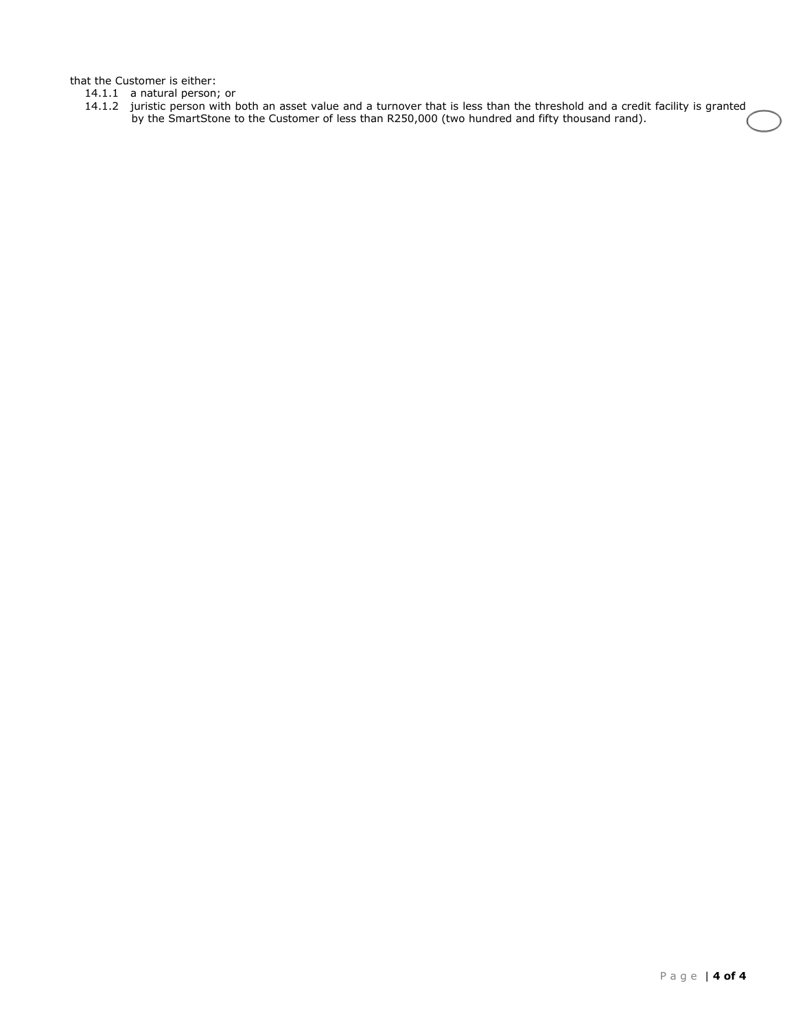that the Customer is either:

14.1.1 a natural person; or

14.1.2 juristic person with both an asset value and a turnover that is less than the threshold and a credit facility is granted by the SmartStone to the Customer of less than R250,000 (two hundred and fifty thousand rand).